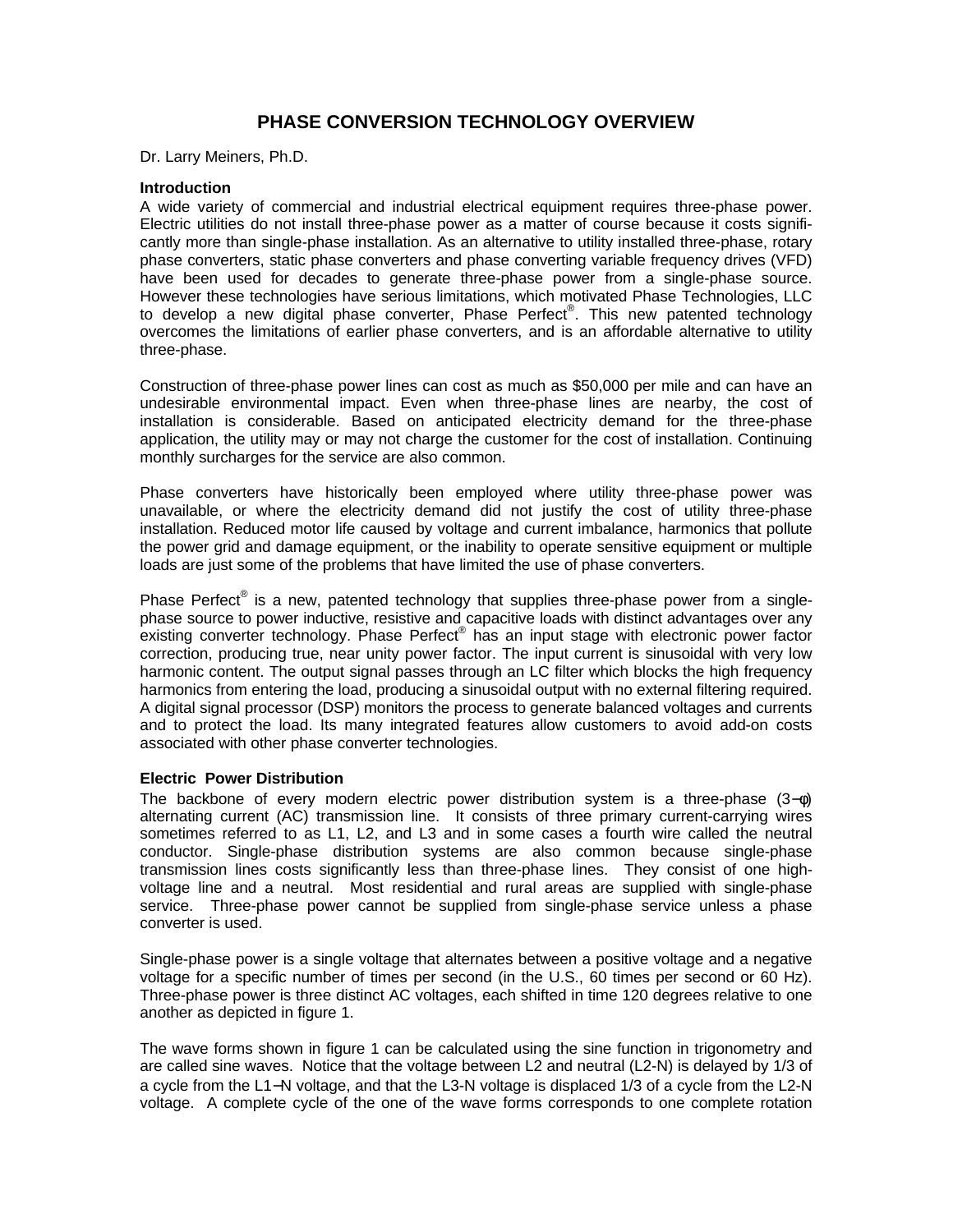# PHASE CONVERSION TECHNOLOGY OVERVIEW

Dr. Larry Meiners, Ph.D.

### Introduction

A wide variety of commercial and industrial electrical equipment requires three-phase power. Electric utilities do not install three-phase power as a matter of course because it costs significantly more than single-phase installation. As an alternative to utility installed three-phase, rotary phase converters, static phase converters and phase converting variable frequency drives (VFD) have been used for decades to generate three-phase power from a single-phase source. However these technologies have serious limitations, which motivated Phase Technologies, LLC to develop a new digital phase converter, Phase Perfect®. This new patented technology overcomes the limitations of earlier phase converters, and is an affordable alternative to utility three-phase.

Construction of three-phase power lines can cost as much as $50,000 per mile and can have an undesirable environmental impact. Even when three-phase lines are nearby, the cost of installation is considerable. Based on anticipated electricity demand for the three-phase application, the utility may or may not charge the customer for the cost of installation. Continuing monthly surcharges for the service are also common.

Phase converters have historically been employed where utility three-phase power was unavailable, or where the electricity demand did not justify the cost of utility three-phase installation. Reduced motor life caused by voltage and current imbalance, harmonics that pollute the power grid and damage equipment, or the inability to operate sensitive equipment or multiple loads are just some of the problems that have limited the use of phase converters.

Phase Perfect® is a new, patented technology that supplies three-phase power from a single-phase source to power inductive, resistive and capacitive loads with distinct advantages over any existing converter technology. Phase Perfect® has an input stage with electronic power factor correction, producing true, near unity power factor. The input current is sinusoidal with very low harmonic content. The output signal passes through an LC filter which blocks the high frequency harmonics from entering the load, producing a sinusoidal output with no external filtering required. A digital signal processor (DSP) monitors the process to generate balanced voltages and currents and to protect the load. Its many integrated features allow customers to avoid add-on costs associated with other phase converter technologies.

### Electric Power Distribution

The backbone of every modern electric power distribution system is a three-phase ($3-\phi$) alternating current (AC) transmission line. It consists of three primary current-carrying wires sometimes referred to as L1, L2, and L3 and in some cases a fourth wire called the neutral conductor. Single-phase distribution systems are also common because single-phase transmission lines costs significantly less than three-phase lines. They consist of one high-voltage line and a neutral. Most residential and rural areas are supplied with single-phase service. Three-phase power cannot be supplied from single-phase service unless a phase converter is used.

Single-phase power is a single voltage that alternates between a positive voltage and a negative voltage for a specific number of times per second (in the U.S., 60 times per second or 60 Hz). Three-phase power is three distinct AC voltages, each shifted in time 120 degrees relative to one another as depicted in figure 1.

The wave forms shown in figure 1 can be calculated using the sine function in trigonometry and are called sine waves. Notice that the voltage between L2 and neutral (L2-N) is delayed by 1/3 of a cycle from the L1−N voltage, and that the L3-N voltage is displaced 1/3 of a cycle from the L2-N voltage. A complete cycle of the one of the wave forms corresponds to one complete rotation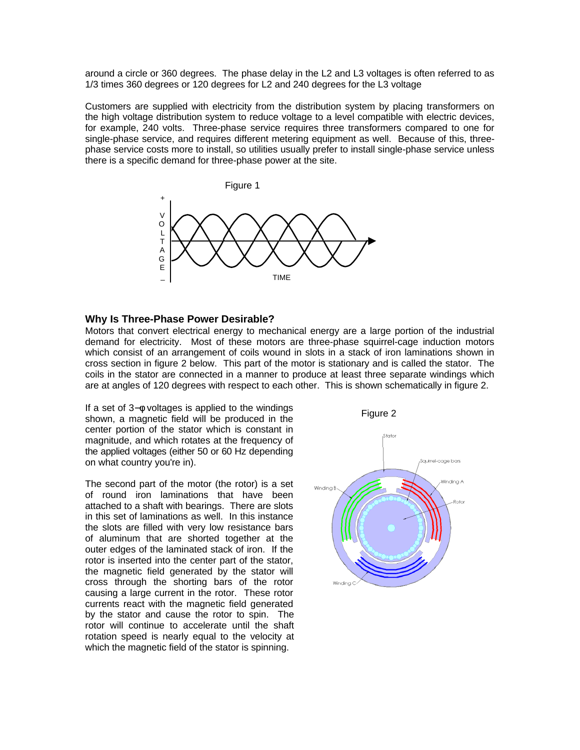around a circle or 360 degrees. The phase delay in the L2 and L3 voltages is often referred to as 1/3 times 360 degrees or 120 degrees for L2 and 240 degrees for the L3 voltage

Customers are supplied with electricity from the distribution system by placing transformers on the high voltage distribution system to reduce voltage to a level compatible with electric devices, for example, 240 volts. Three-phase service requires three transformers compared to one for single-phase service, and requires different metering equipment as well. Because of this, three-phase service costs more to install, so utilities usually prefer to install single-phase service unless there is a specific demand for three-phase power at the site.

Figure 1

## Why Is Three-Phase Power Desirable?

Motors that convert electrical energy to mechanical energy are a large portion of the industrial demand for electricity. Most of these motors are three-phase squirrel-cage induction motors which consist of an arrangement of coils wound in slots in a stack of iron laminations shown in cross section in figure 2 below. This part of the motor is stationary and is called the stator. The coils in the stator are connected in a manner to produce at least three separate windings which are at angles of 120 degrees with respect to each other. This is shown schematically in figure 2.

If a set of 3−φ voltages is applied to the windings shown, a magnetic field will be produced in the center portion of the stator which is constant in magnitude, and which rotates at the frequency of the applied voltages (either 50 or 60 Hz depending on what country you're in).

The second part of the motor (the rotor) is a set of round iron laminations that have been attached to a shaft with bearings. There are slots in this set of laminations as well. In this instance the slots are filled with very low resistance bars of aluminum that are shorted together at the outer edges of the laminated stack of iron. If the rotor is inserted into the center part of the stator, the magnetic field generated by the stator will cross through the shorting bars of the rotor causing a large current in the rotor. These rotor currents react with the magnetic field generated by the stator and cause the rotor to spin. The rotor will continue to accelerate until the shaft rotation speed is nearly equal to the velocity at which the magnetic field of the stator is spinning.

Figure 2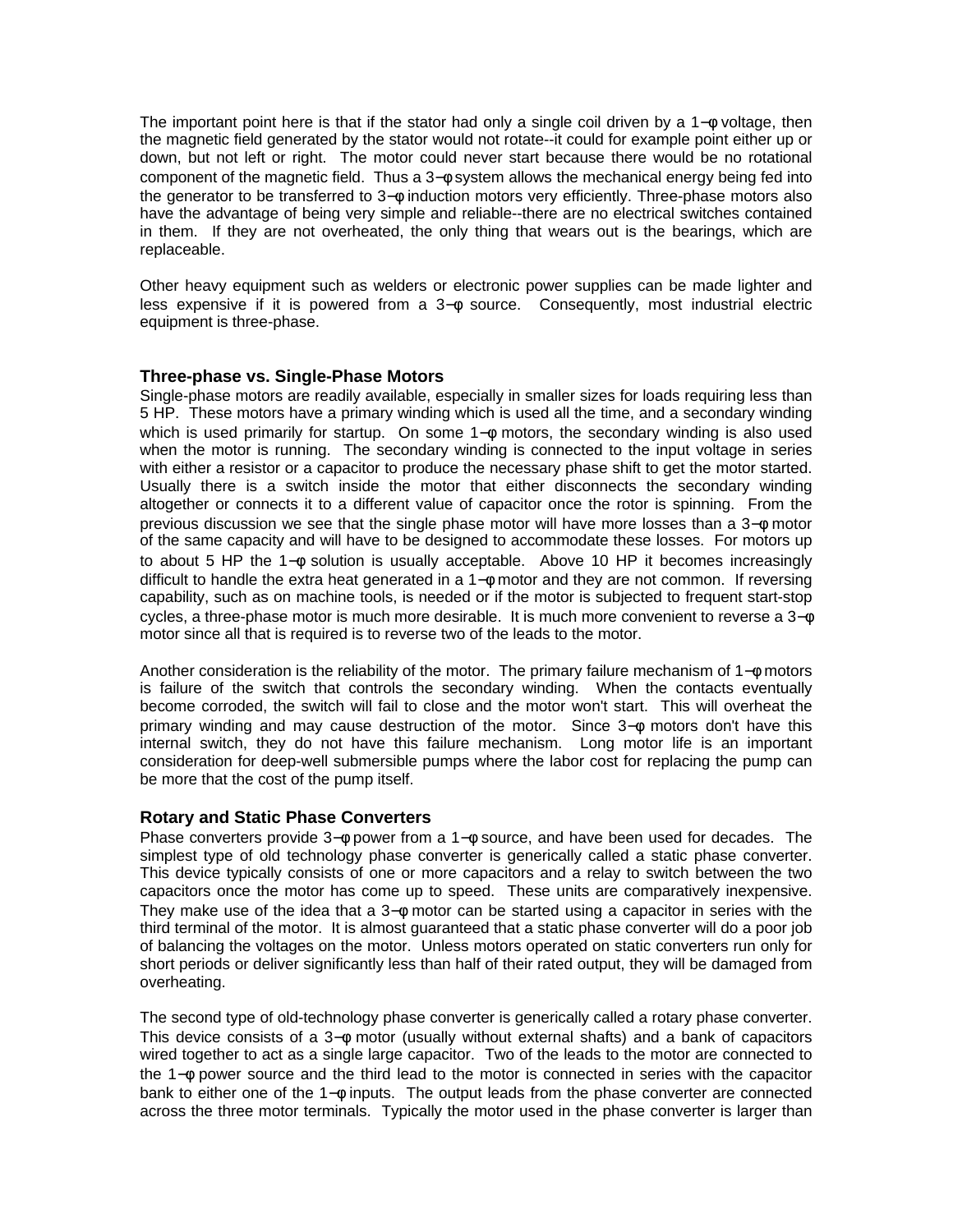The important point here is that if the stator had only a single coil driven by a 1−φ voltage, then the magnetic field generated by the stator would not rotate--it could for example point either up or down, but not left or right. The motor could never start because there would be no rotational component of the magnetic field. Thus a 3−φ system allows the mechanical energy being fed into the generator to be transferred to 3−φ induction motors very efficiently. Three-phase motors also have the advantage of being very simple and reliable--there are no electrical switches contained in them. If they are not overheated, the only thing that wears out is the bearings, which are replaceable.

Other heavy equipment such as welders or electronic power supplies can be made lighter and less expensive if it is powered from a 3−φ source. Consequently, most industrial electric equipment is three-phase.

### Three-phase vs. Single-Phase Motors

Single-phase motors are readily available, especially in smaller sizes for loads requiring less than 5 HP. These motors have a primary winding which is used all the time, and a secondary winding which is used primarily for startup. On some 1−φ motors, the secondary winding is also used when the motor is running. The secondary winding is connected to the input voltage in series with either a resistor or a capacitor to produce the necessary phase shift to get the motor started. Usually there is a switch inside the motor that either disconnects the secondary winding altogether or connects it to a different value of capacitor once the rotor is spinning. From the previous discussion we see that the single phase motor will have more losses than a 3−φ motor of the same capacity and will have to be designed to accommodate these losses. For motors up to about 5 HP the 1−φ solution is usually acceptable. Above 10 HP it becomes increasingly difficult to handle the extra heat generated in a 1−φ motor and they are not common. If reversing capability, such as on machine tools, is needed or if the motor is subjected to frequent start-stop cycles, a three-phase motor is much more desirable. It is much more convenient to reverse a 3−φ motor since all that is required is to reverse two of the leads to the motor.

Another consideration is the reliability of the motor. The primary failure mechanism of 1−φ motors is failure of the switch that controls the secondary winding. When the contacts eventually become corroded, the switch will fail to close and the motor won't start. This will overheat the primary winding and may cause destruction of the motor. Since 3−φ motors don't have this internal switch, they do not have this failure mechanism. Long motor life is an important consideration for deep-well submersible pumps where the labor cost for replacing the pump can be more that the cost of the pump itself.

### Rotary and Static Phase Converters

Phase converters provide 3−φ power from a 1−φ source, and have been used for decades. The simplest type of old technology phase converter is generically called a static phase converter. This device typically consists of one or more capacitors and a relay to switch between the two capacitors once the motor has come up to speed. These units are comparatively inexpensive. They make use of the idea that a 3−φ motor can be started using a capacitor in series with the third terminal of the motor. It is almost guaranteed that a static phase converter will do a poor job of balancing the voltages on the motor. Unless motors operated on static converters run only for short periods or deliver significantly less than half of their rated output, they will be damaged from overheating.

The second type of old-technology phase converter is generically called a rotary phase converter. This device consists of a 3−φ motor (usually without external shafts) and a bank of capacitors wired together to act as a single large capacitor. Two of the leads to the motor are connected to the 1−φ power source and the third lead to the motor is connected in series with the capacitor bank to either one of the 1−φ inputs. The output leads from the phase converter are connected across the three motor terminals. Typically the motor used in the phase converter is larger than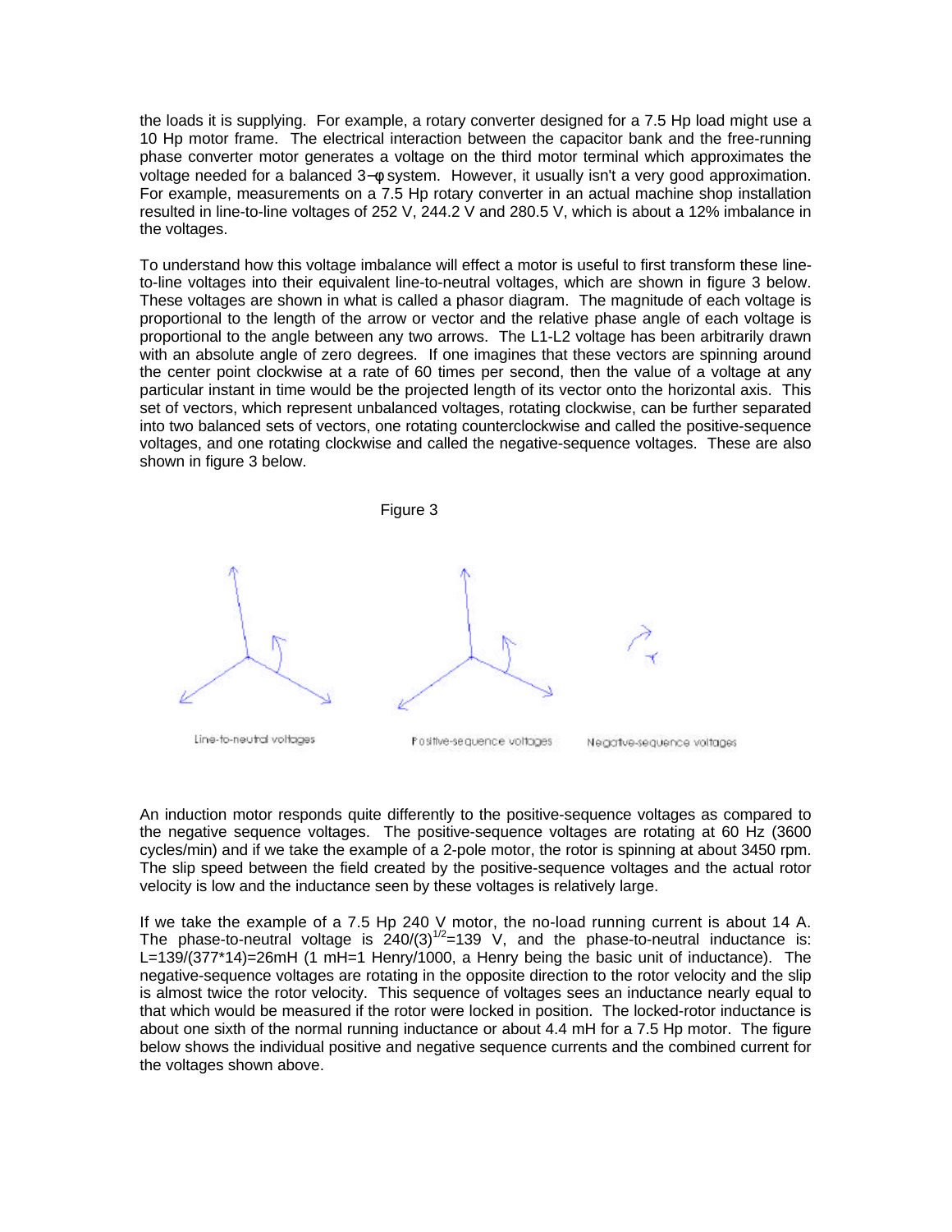the loads it is supplying. For example, a rotary converter designed for a 7.5 Hp load might use a 10 Hp motor frame. The electrical interaction between the capacitor bank and the free-running phase converter motor generates a voltage on the third motor terminal which approximates the voltage needed for a balanced 3−φ system. However, it usually isn't a very good approximation. For example, measurements on a 7.5 Hp rotary converter in an actual machine shop installation resulted in line-to-line voltages of 252 V, 244.2 V and 280.5 V, which is about a 12% imbalance in the voltages.

To understand how this voltage imbalance will effect a motor is useful to first transform these line-to-line voltages into their equivalent line-to-neutral voltages, which are shown in figure 3 below. These voltages are shown in what is called a phasor diagram. The magnitude of each voltage is proportional to the length of the arrow or vector and the relative phase angle of each voltage is proportional to the angle between any two arrows. The L1-L2 voltage has been arbitrarily drawn with an absolute angle of zero degrees. If one imagines that these vectors are spinning around the center point clockwise at a rate of 60 times per second, then the value of a voltage at any particular instant in time would be the projected length of its vector onto the horizontal axis. This set of vectors, which represent unbalanced voltages, rotating clockwise, can be further separated into two balanced sets of vectors, one rotating counterclockwise and called the positive-sequence voltages, and one rotating clockwise and called the negative-sequence voltages. These are also shown in figure 3 below.

Figure 3

Line-to-neutral voltages    Positive-sequence voltages    Negative-sequence voltages

An induction motor responds quite differently to the positive-sequence voltages as compared to the negative sequence voltages. The positive-sequence voltages are rotating at 60 Hz (3600 cycles/min) and if we take the example of a 2-pole motor, the rotor is spinning at about 3450 rpm. The slip speed between the field created by the positive-sequence voltages and the actual rotor velocity is low and the inductance seen by these voltages is relatively large.

If we take the example of a 7.5 Hp 240 V motor, the no-load running current is about 14 A. The phase-to-neutral voltage is $240/(3)^{1/2}=139$ V, and the phase-to-neutral inductance is: $L=139/(377*14)=26$mH (1 mH=1 Henry/1000, a Henry being the basic unit of inductance). The negative-sequence voltages are rotating in the opposite direction to the rotor velocity and the slip is almost twice the rotor velocity. This sequence of voltages sees an inductance nearly equal to that which would be measured if the rotor were locked in position. The locked-rotor inductance is about one sixth of the normal running inductance or about 4.4 mH for a 7.5 Hp motor. The figure below shows the individual positive and negative sequence currents and the combined current for the voltages shown above.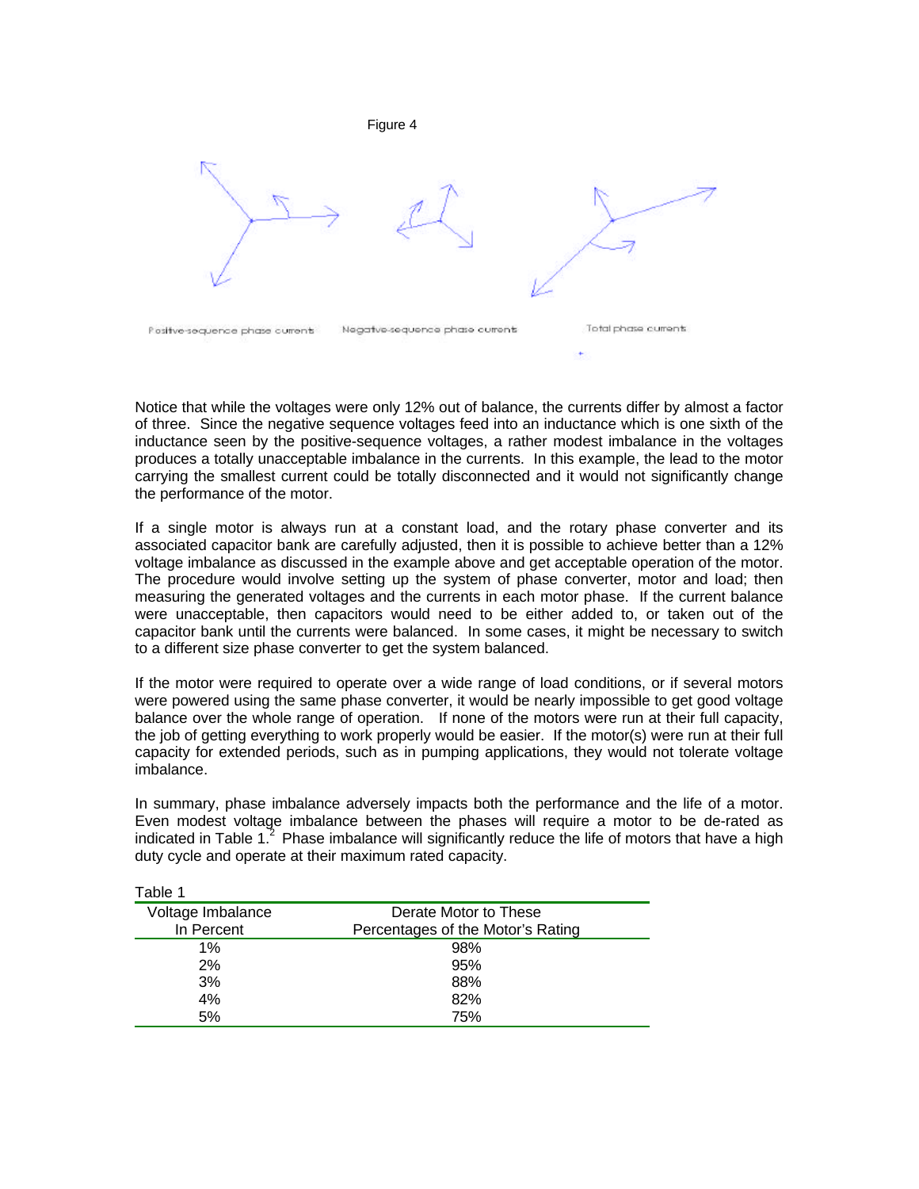Figure 4

Positive-sequence phase currents        Negative-sequence phase currents        Total phase currents

Notice that while the voltages were only 12% out of balance, the currents differ by almost a factor of three. Since the negative sequence voltages feed into an inductance which is one sixth of the inductance seen by the positive-sequence voltages, a rather modest imbalance in the voltages produces a totally unacceptable imbalance in the currents. In this example, the lead to the motor carrying the smallest current could be totally disconnected and it would not significantly change the performance of the motor.

If a single motor is always run at a constant load, and the rotary phase converter and its associated capacitor bank are carefully adjusted, then it is possible to achieve better than a 12% voltage imbalance as discussed in the example above and get acceptable operation of the motor. The procedure would involve setting up the system of phase converter, motor and load; then measuring the generated voltages and the currents in each motor phase. If the current balance were unacceptable, then capacitors would need to be either added to, or taken out of the capacitor bank until the currents were balanced. In some cases, it might be necessary to switch to a different size phase converter to get the system balanced.

If the motor were required to operate over a wide range of load conditions, or if several motors were powered using the same phase converter, it would be nearly impossible to get good voltage balance over the whole range of operation. If none of the motors were run at their full capacity, the job of getting everything to work properly would be easier. If the motor(s) were run at their full capacity for extended periods, such as in pumping applications, they would not tolerate voltage imbalance.

In summary, phase imbalance adversely impacts both the performance and the life of a motor. Even modest voltage imbalance between the phases will require a motor to be de-rated as indicated in Table 1.[2] Phase imbalance will significantly reduce the life of motors that have a high duty cycle and operate at their maximum rated capacity.

Table 1

| Voltage Imbalance In Percent | Derate Motor to These Percentages of the Motor's Rating |
|---|---|
| 1% | 98% |
| 2% | 95% |
| 3% | 88% |
| 4% | 82% |
| 5% | 75% |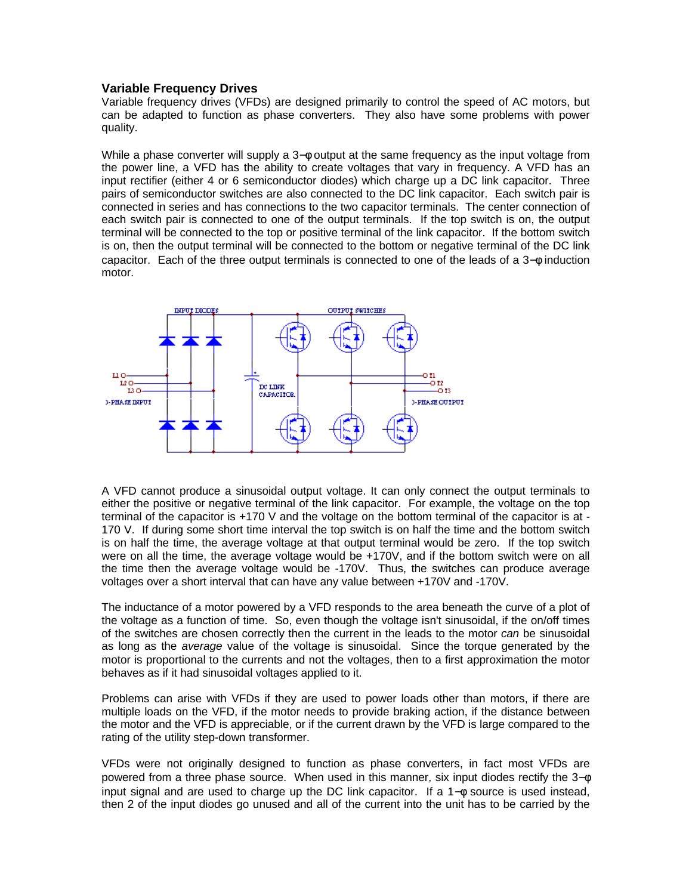### Variable Frequency Drives

Variable frequency drives (VFDs) are designed primarily to control the speed of AC motors, but can be adapted to function as phase converters. They also have some problems with power quality.

While a phase converter will supply a 3−φ output at the same frequency as the input voltage from the power line, a VFD has the ability to create voltages that vary in frequency. A VFD has an input rectifier (either 4 or 6 semiconductor diodes) which charge up a DC link capacitor. Three pairs of semiconductor switches are also connected to the DC link capacitor. Each switch pair is connected in series and has connections to the two capacitor terminals. The center connection of each switch pair is connected to one of the output terminals. If the top switch is on, the output terminal will be connected to the top or positive terminal of the link capacitor. If the bottom switch is on, then the output terminal will be connected to the bottom or negative terminal of the DC link capacitor. Each of the three output terminals is connected to one of the leads of a 3−φ induction motor.

A VFD cannot produce a sinusoidal output voltage. It can only connect the output terminals to either the positive or negative terminal of the link capacitor. For example, the voltage on the top terminal of the capacitor is +170 V and the voltage on the bottom terminal of the capacitor is at -170 V. If during some short time interval the top switch is on half the time and the bottom switch is on half the time, the average voltage at that output terminal would be zero. If the top switch were on all the time, the average voltage would be +170V, and if the bottom switch were on all the time then the average voltage would be -170V. Thus, the switches can produce average voltages over a short interval that can have any value between +170V and -170V.

The inductance of a motor powered by a VFD responds to the area beneath the curve of a plot of the voltage as a function of time. So, even though the voltage isn't sinusoidal, if the on/off times of the switches are chosen correctly then the current in the leads to the motor *can* be sinusoidal as long as the *average* value of the voltage is sinusoidal. Since the torque generated by the motor is proportional to the currents and not the voltages, then to a first approximation the motor behaves as if it had sinusoidal voltages applied to it.

Problems can arise with VFDs if they are used to power loads other than motors, if there are multiple loads on the VFD, if the motor needs to provide braking action, if the distance between the motor and the VFD is appreciable, or if the current drawn by the VFD is large compared to the rating of the utility step-down transformer.

VFDs were not originally designed to function as phase converters, in fact most VFDs are powered from a three phase source. When used in this manner, six input diodes rectify the 3−φ input signal and are used to charge up the DC link capacitor. If a 1−φ source is used instead, then 2 of the input diodes go unused and all of the current into the unit has to be carried by the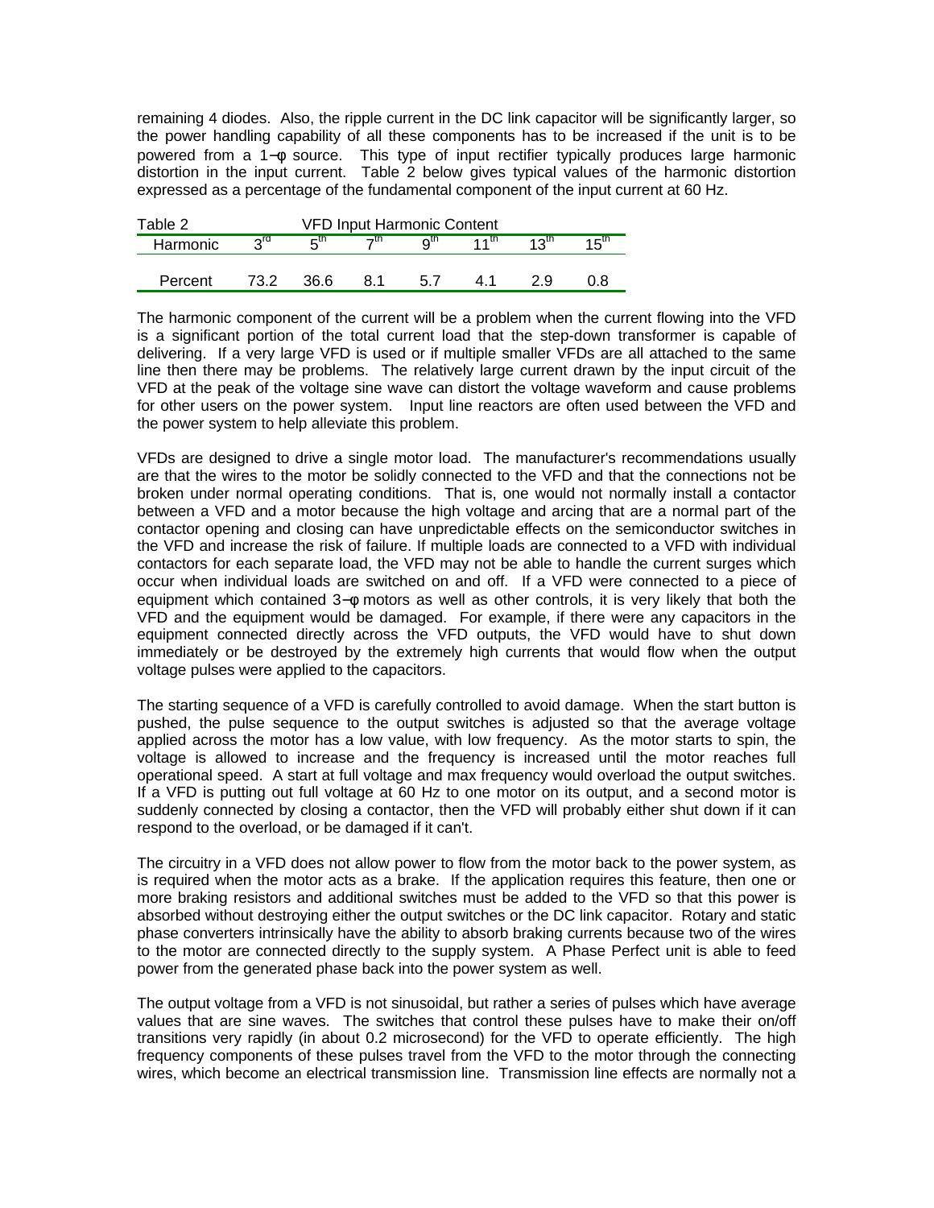remaining 4 diodes. Also, the ripple current in the DC link capacitor will be significantly larger, so the power handling capability of all these components has to be increased if the unit is to be powered from a 1−φ source. This type of input rectifier typically produces large harmonic distortion in the input current. Table 2 below gives typical values of the harmonic distortion expressed as a percentage of the fundamental component of the input current at 60 Hz.

Table 2 VFD Input Harmonic Content

| Harmonic | 3rd | 5th | 7th | 9th | 11th | 13th | 15th |
|---|---|---|---|---|---|---|---|
| Percent | 73.2 | 36.6 | 8.1 | 5.7 | 4.1 | 2.9 | 0.8 |

The harmonic component of the current will be a problem when the current flowing into the VFD is a significant portion of the total current load that the step-down transformer is capable of delivering. If a very large VFD is used or if multiple smaller VFDs are all attached to the same line then there may be problems. The relatively large current drawn by the input circuit of the VFD at the peak of the voltage sine wave can distort the voltage waveform and cause problems for other users on the power system. Input line reactors are often used between the VFD and the power system to help alleviate this problem.

VFDs are designed to drive a single motor load. The manufacturer's recommendations usually are that the wires to the motor be solidly connected to the VFD and that the connections not be broken under normal operating conditions. That is, one would not normally install a contactor between a VFD and a motor because the high voltage and arcing that are a normal part of the contactor opening and closing can have unpredictable effects on the semiconductor switches in the VFD and increase the risk of failure. If multiple loads are connected to a VFD with individual contactors for each separate load, the VFD may not be able to handle the current surges which occur when individual loads are switched on and off. If a VFD were connected to a piece of equipment which contained 3−φ motors as well as other controls, it is very likely that both the VFD and the equipment would be damaged. For example, if there were any capacitors in the equipment connected directly across the VFD outputs, the VFD would have to shut down immediately or be destroyed by the extremely high currents that would flow when the output voltage pulses were applied to the capacitors.

The starting sequence of a VFD is carefully controlled to avoid damage. When the start button is pushed, the pulse sequence to the output switches is adjusted so that the average voltage applied across the motor has a low value, with low frequency. As the motor starts to spin, the voltage is allowed to increase and the frequency is increased until the motor reaches full operational speed. A start at full voltage and max frequency would overload the output switches. If a VFD is putting out full voltage at 60 Hz to one motor on its output, and a second motor is suddenly connected by closing a contactor, then the VFD will probably either shut down if it can respond to the overload, or be damaged if it can't.

The circuitry in a VFD does not allow power to flow from the motor back to the power system, as is required when the motor acts as a brake. If the application requires this feature, then one or more braking resistors and additional switches must be added to the VFD so that this power is absorbed without destroying either the output switches or the DC link capacitor. Rotary and static phase converters intrinsically have the ability to absorb braking currents because two of the wires to the motor are connected directly to the supply system. A Phase Perfect unit is able to feed power from the generated phase back into the power system as well.

The output voltage from a VFD is not sinusoidal, but rather a series of pulses which have average values that are sine waves. The switches that control these pulses have to make their on/off transitions very rapidly (in about 0.2 microsecond) for the VFD to operate efficiently. The high frequency components of these pulses travel from the VFD to the motor through the connecting wires, which become an electrical transmission line. Transmission line effects are normally not a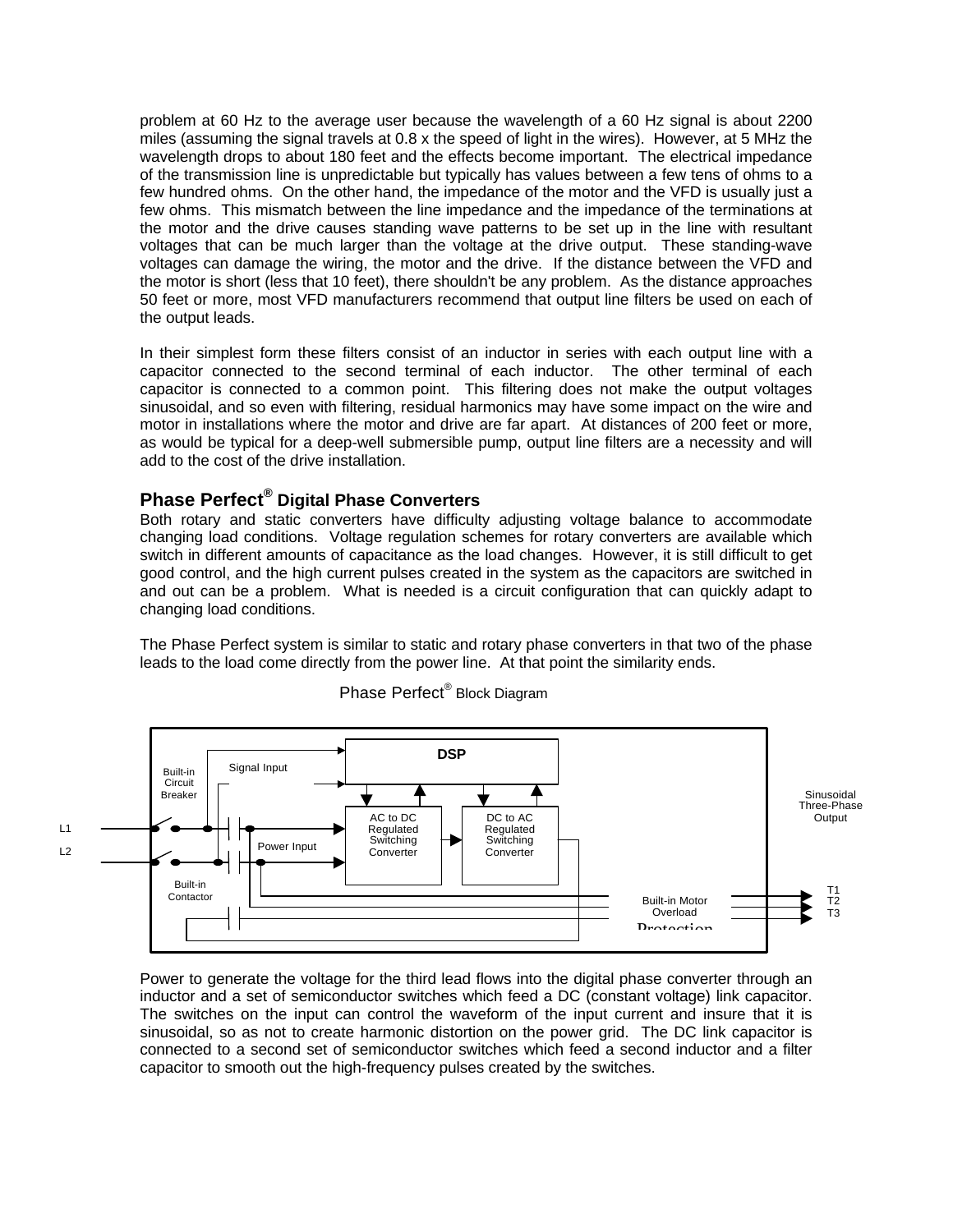problem at 60 Hz to the average user because the wavelength of a 60 Hz signal is about 2200 miles (assuming the signal travels at 0.8 x the speed of light in the wires). However, at 5 MHz the wavelength drops to about 180 feet and the effects become important. The electrical impedance of the transmission line is unpredictable but typically has values between a few tens of ohms to a few hundred ohms. On the other hand, the impedance of the motor and the VFD is usually just a few ohms. This mismatch between the line impedance and the impedance of the terminations at the motor and the drive causes standing wave patterns to be set up in the line with resultant voltages that can be much larger than the voltage at the drive output. These standing-wave voltages can damage the wiring, the motor and the drive. If the distance between the VFD and the motor is short (less that 10 feet), there shouldn't be any problem. As the distance approaches 50 feet or more, most VFD manufacturers recommend that output line filters be used on each of the output leads.

In their simplest form these filters consist of an inductor in series with each output line with a capacitor connected to the second terminal of each inductor. The other terminal of each capacitor is connected to a common point. This filtering does not make the output voltages sinusoidal, and so even with filtering, residual harmonics may have some impact on the wire and motor in installations where the motor and drive are far apart. At distances of 200 feet or more, as would be typical for a deep-well submersible pump, output line filters are a necessity and will add to the cost of the drive installation.

## Phase Perfect® Digital Phase Converters

Both rotary and static converters have difficulty adjusting voltage balance to accommodate changing load conditions. Voltage regulation schemes for rotary converters are available which switch in different amounts of capacitance as the load changes. However, it is still difficult to get good control, and the high current pulses created in the system as the capacitors are switched in and out can be a problem. What is needed is a circuit configuration that can quickly adapt to changing load conditions.

The Phase Perfect system is similar to static and rotary phase converters in that two of the phase leads to the load come directly from the power line. At that point the similarity ends.

Phase Perfect® Block Diagram

L1, L2 — Built-in Circuit Breaker — Signal Input — Power Input — Built-in Contactor — DSP — AC to DC Regulated Switching Converter — DC to AC Regulated Switching Converter — Built-in Motor Overload Protection — Sinusoidal Three-Phase Output — T1, T2, T3

Power to generate the voltage for the third lead flows into the digital phase converter through an inductor and a set of semiconductor switches which feed a DC (constant voltage) link capacitor. The switches on the input can control the waveform of the input current and insure that it is sinusoidal, so as not to create harmonic distortion on the power grid. The DC link capacitor is connected to a second set of semiconductor switches which feed a second inductor and a filter capacitor to smooth out the high-frequency pulses created by the switches.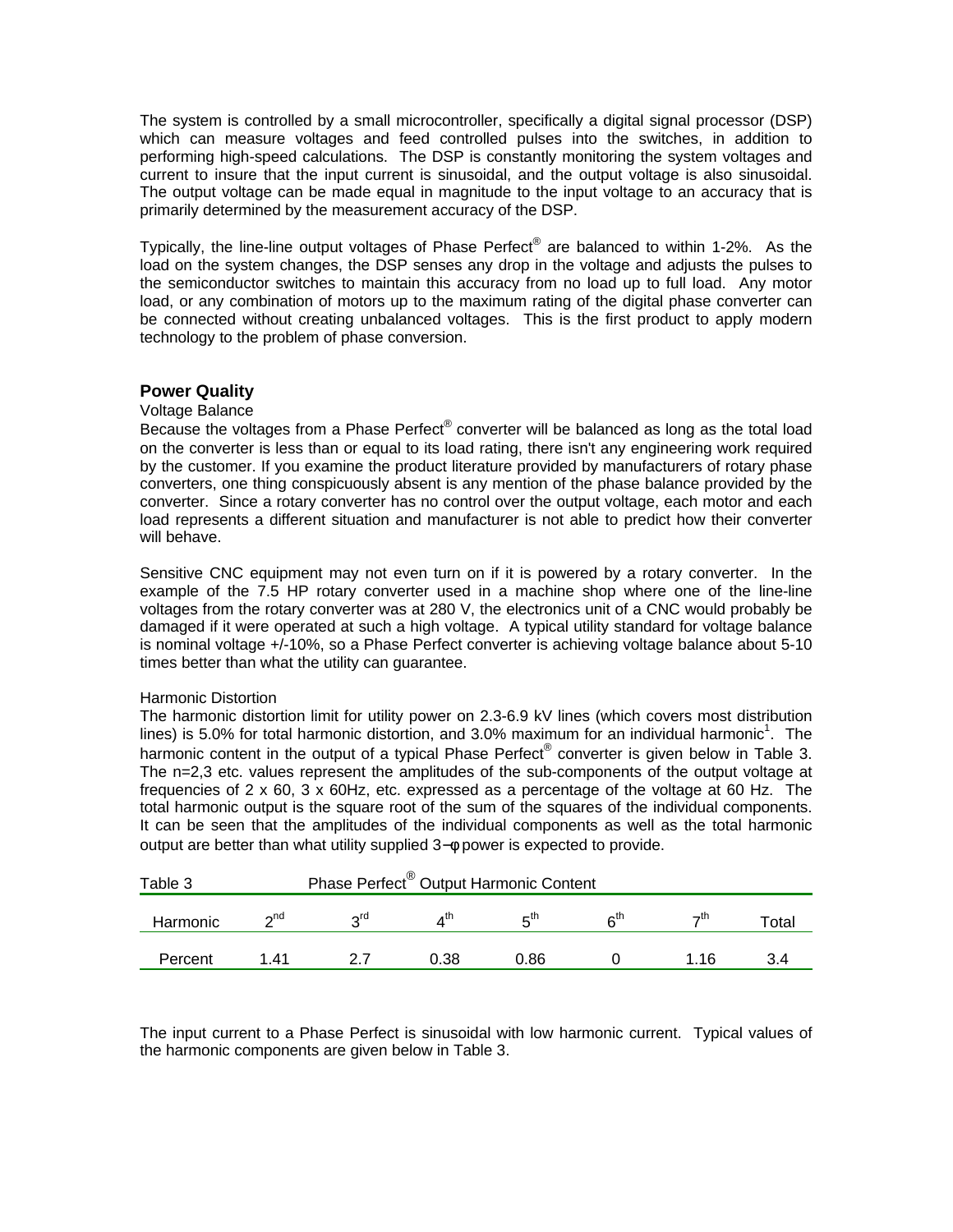The system is controlled by a small microcontroller, specifically a digital signal processor (DSP) which can measure voltages and feed controlled pulses into the switches, in addition to performing high-speed calculations. The DSP is constantly monitoring the system voltages and current to insure that the input current is sinusoidal, and the output voltage is also sinusoidal. The output voltage can be made equal in magnitude to the input voltage to an accuracy that is primarily determined by the measurement accuracy of the DSP.

Typically, the line-line output voltages of Phase Perfect® are balanced to within 1-2%. As the load on the system changes, the DSP senses any drop in the voltage and adjusts the pulses to the semiconductor switches to maintain this accuracy from no load up to full load. Any motor load, or any combination of motors up to the maximum rating of the digital phase converter can be connected without creating unbalanced voltages. This is the first product to apply modern technology to the problem of phase conversion.

## Power Quality

Voltage Balance

Because the voltages from a Phase Perfect® converter will be balanced as long as the total load on the converter is less than or equal to its load rating, there isn't any engineering work required by the customer. If you examine the product literature provided by manufacturers of rotary phase converters, one thing conspicuously absent is any mention of the phase balance provided by the converter. Since a rotary converter has no control over the output voltage, each motor and each load represents a different situation and manufacturer is not able to predict how their converter will behave.

Sensitive CNC equipment may not even turn on if it is powered by a rotary converter. In the example of the 7.5 HP rotary converter used in a machine shop where one of the line-line voltages from the rotary converter was at 280 V, the electronics unit of a CNC would probably be damaged if it were operated at such a high voltage. A typical utility standard for voltage balance is nominal voltage +/-10%, so a Phase Perfect converter is achieving voltage balance about 5-10 times better than what the utility can guarantee.

Harmonic Distortion

The harmonic distortion limit for utility power on 2.3-6.9 kV lines (which covers most distribution lines) is 5.0% for total harmonic distortion, and 3.0% maximum for an individual harmonic[1]. The harmonic content in the output of a typical Phase Perfect® converter is given below in Table 3. The n=2,3 etc. values represent the amplitudes of the sub-components of the output voltage at frequencies of 2 x 60, 3 x 60Hz, etc. expressed as a percentage of the voltage at 60 Hz. The total harmonic output is the square root of the sum of the squares of the individual components. It can be seen that the amplitudes of the individual components as well as the total harmonic output are better than what utility supplied $3-\phi$ power is expected to provide.

Table 3 Phase Perfect® Output Harmonic Content

| Harmonic | 2nd | 3rd | 4th | 5th | 6th | 7th | Total |
|---|---|---|---|---|---|---|---|
| Percent | 1.41 | 2.7 | 0.38 | 0.86 | 0 | 1.16 | 3.4 |

The input current to a Phase Perfect is sinusoidal with low harmonic current. Typical values of the harmonic components are given below in Table 3.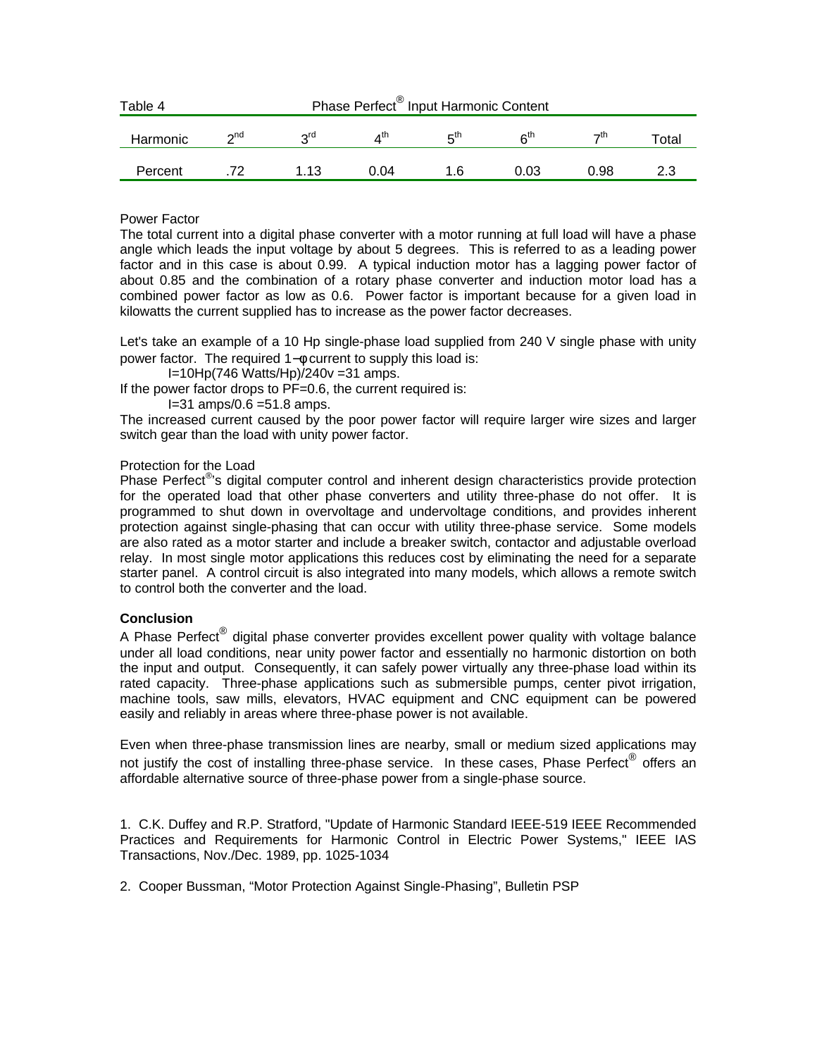Table 4 Phase Perfect® Input Harmonic Content

| Harmonic | 2nd | 3rd | 4th | 5th | 6th | 7th | Total |
|---|---|---|---|---|---|---|---|
| Percent | .72 | 1.13 | 0.04 | 1.6 | 0.03 | 0.98 | 2.3 |

Power Factor

The total current into a digital phase converter with a motor running at full load will have a phase angle which leads the input voltage by about 5 degrees. This is referred to as a leading power factor and in this case is about 0.99. A typical induction motor has a lagging power factor of about 0.85 and the combination of a rotary phase converter and induction motor load has a combined power factor as low as 0.6. Power factor is important because for a given load in kilowatts the current supplied has to increase as the power factor decreases.

Let's take an example of a 10 Hp single-phase load supplied from 240 V single phase with unity power factor. The required 1−φ current to supply this load is:

I=10Hp(746 Watts/Hp)/240v =31 amps.

If the power factor drops to PF=0.6, the current required is:

I=31 amps/0.6 =51.8 amps.

The increased current caused by the poor power factor will require larger wire sizes and larger switch gear than the load with unity power factor.

Protection for the Load

Phase Perfect®'s digital computer control and inherent design characteristics provide protection for the operated load that other phase converters and utility three-phase do not offer. It is programmed to shut down in overvoltage and undervoltage conditions, and provides inherent protection against single-phasing that can occur with utility three-phase service. Some models are also rated as a motor starter and include a breaker switch, contactor and adjustable overload relay. In most single motor applications this reduces cost by eliminating the need for a separate starter panel. A control circuit is also integrated into many models, which allows a remote switch to control both the converter and the load.

**Conclusion**

A Phase Perfect® digital phase converter provides excellent power quality with voltage balance under all load conditions, near unity power factor and essentially no harmonic distortion on both the input and output. Consequently, it can safely power virtually any three-phase load within its rated capacity. Three-phase applications such as submersible pumps, center pivot irrigation, machine tools, saw mills, elevators, HVAC equipment and CNC equipment can be powered easily and reliably in areas where three-phase power is not available.

Even when three-phase transmission lines are nearby, small or medium sized applications may not justify the cost of installing three-phase service. In these cases, Phase Perfect® offers an affordable alternative source of three-phase power from a single-phase source.

1. C.K. Duffey and R.P. Stratford, "Update of Harmonic Standard IEEE-519 IEEE Recommended Practices and Requirements for Harmonic Control in Electric Power Systems," IEEE IAS Transactions, Nov./Dec. 1989, pp. 1025-1034

2. Cooper Bussman, "Motor Protection Against Single-Phasing", Bulletin PSP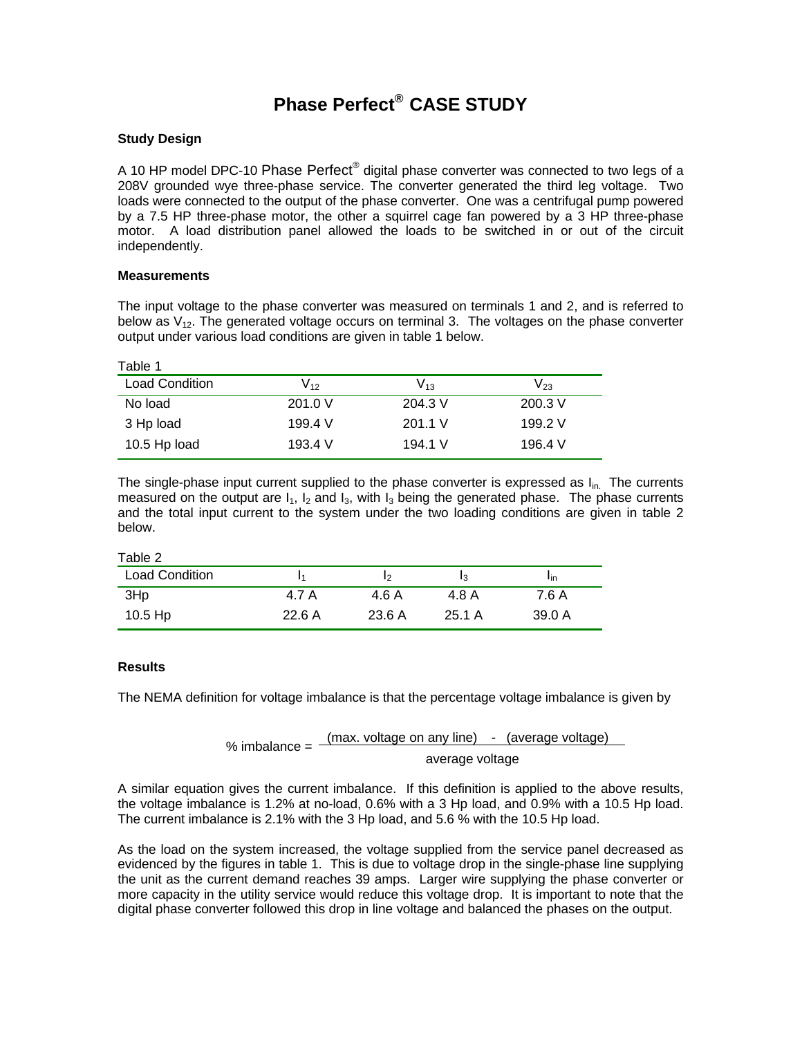# Phase Perfect® CASE STUDY

### Study Design

A 10 HP model DPC-10 Phase Perfect® digital phase converter was connected to two legs of a 208V grounded wye three-phase service. The converter generated the third leg voltage. Two loads were connected to the output of the phase converter. One was a centrifugal pump powered by a 7.5 HP three-phase motor, the other a squirrel cage fan powered by a 3 HP three-phase motor. A load distribution panel allowed the loads to be switched in or out of the circuit independently.

### Measurements

The input voltage to the phase converter was measured on terminals 1 and 2, and is referred to below as $V_{12}$. The generated voltage occurs on terminal 3. The voltages on the phase converter output under various load conditions are given in table 1 below.

Table 1

| Load Condition | $V_{12}$ | $V_{13}$ | $V_{23}$ |
|---|---|---|---|
| No load | 201.0 V | 204.3 V | 200.3 V |
| 3 Hp load | 199.4 V | 201.1 V | 199.2 V |
| 10.5 Hp load | 193.4 V | 194.1 V | 196.4 V |

The single-phase input current supplied to the phase converter is expressed as $I_{in}$. The currents measured on the output are $I_1$, $I_2$ and $I_3$, with $I_3$ being the generated phase. The phase currents and the total input current to the system under the two loading conditions are given in table 2 below.

Table 2

| Load Condition | $I_1$ | $I_2$ | $I_3$ | $I_{in}$ |
|---|---|---|---|---|
| 3Hp | 4.7 A | 4.6 A | 4.8 A | 7.6 A |
| 10.5 Hp | 22.6 A | 23.6 A | 25.1 A | 39.0 A |

### Results

The NEMA definition for voltage imbalance is that the percentage voltage imbalance is given by

$$\% \text{ imbalance} = \frac{(\text{max. voltage on any line}) - (\text{average voltage})}{\text{average voltage}}$$

A similar equation gives the current imbalance. If this definition is applied to the above results, the voltage imbalance is 1.2% at no-load, 0.6% with a 3 Hp load, and 0.9% with a 10.5 Hp load. The current imbalance is 2.1% with the 3 Hp load, and 5.6 % with the 10.5 Hp load.

As the load on the system increased, the voltage supplied from the service panel decreased as evidenced by the figures in table 1. This is due to voltage drop in the single-phase line supplying the unit as the current demand reaches 39 amps. Larger wire supplying the phase converter or more capacity in the utility service would reduce this voltage drop. It is important to note that the digital phase converter followed this drop in line voltage and balanced the phases on the output.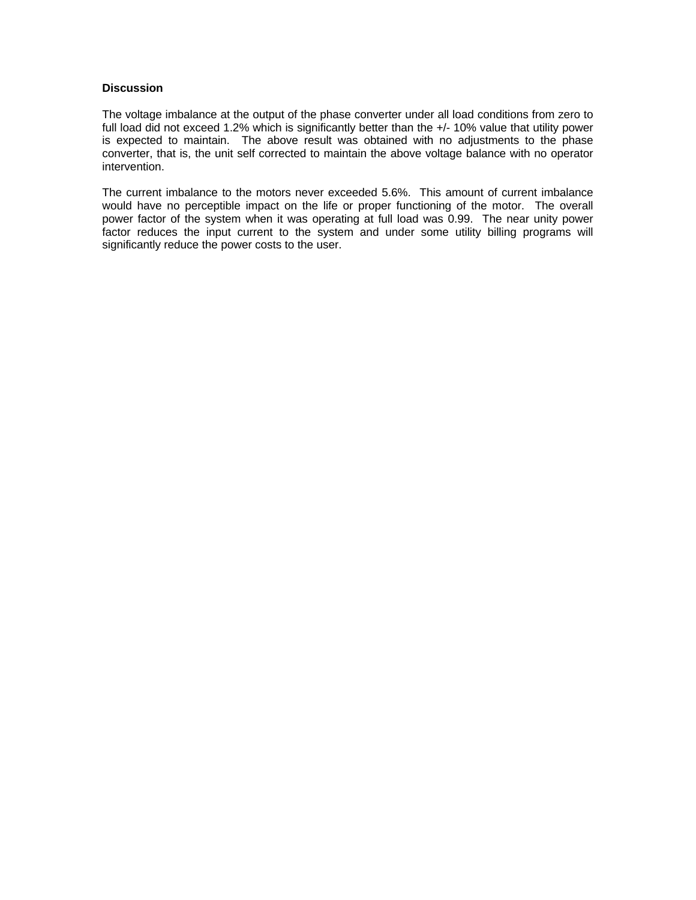**Discussion**

The voltage imbalance at the output of the phase converter under all load conditions from zero to full load did not exceed 1.2% which is significantly better than the +/- 10% value that utility power is expected to maintain. The above result was obtained with no adjustments to the phase converter, that is, the unit self corrected to maintain the above voltage balance with no operator intervention.

The current imbalance to the motors never exceeded 5.6%. This amount of current imbalance would have no perceptible impact on the life or proper functioning of the motor. The overall power factor of the system when it was operating at full load was 0.99. The near unity power factor reduces the input current to the system and under some utility billing programs will significantly reduce the power costs to the user.